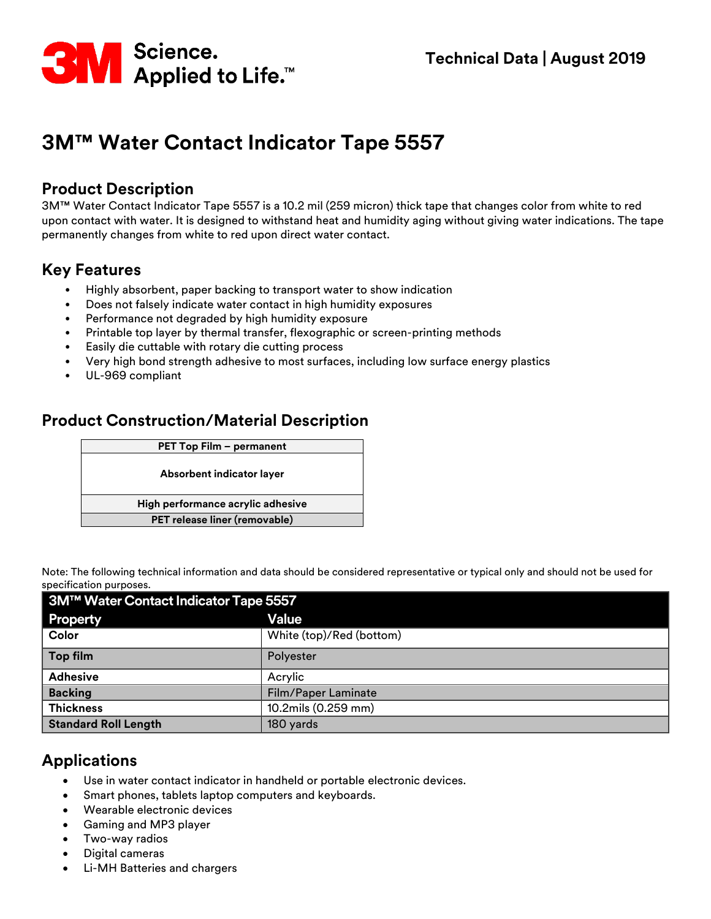3M Science. Applied to Life.™

**Technical Data | August 2019**

# 3M™ Water Contact Indicator Tape 5557

## Product Description

3M™ Water Contact Indicator Tape 5557 is a 10.2 mil (259 micron) thick tape that changes color from white to red upon contact with water. It is designed to withstand heat and humidity aging without giving water indications. The tape permanently changes from white to red upon direct water contact.

## Key Features

- Highly absorbent, paper backing to transport water to show indication
- Does not falsely indicate water contact in high humidity exposures
- Performance not degraded by high humidity exposure
- Printable top layer by thermal transfer, flexographic or screen-printing methods
- Easily die cuttable with rotary die cutting process
- Very high bond strength adhesive to most surfaces, including low surface energy plastics
- UL-969 compliant

## Product Construction/Material Description

| PET Top Film – permanent |
|---|
| Absorbent indicator layer |
| High performance acrylic adhesive |
| PET release liner (removable) |

Note: The following technical information and data should be considered representative or typical only and should not be used for specification purposes.

| 3M™ Water Contact Indicator Tape 5557 | |
|---|---|
| **Property** | **Value** |
| **Color** | White (top)/Red (bottom) |
| **Top film** | Polyester |
| **Adhesive** | Acrylic |
| **Backing** | Film/Paper Laminate |
| **Thickness** | 10.2mils (0.259 mm) |
| **Standard Roll Length** | 180 yards |

## Applications

- Use in water contact indicator in handheld or portable electronic devices.
- Smart phones, tablets laptop computers and keyboards.
- Wearable electronic devices
- Gaming and MP3 player
- Two-way radios
- Digital cameras
- Li-MH Batteries and chargers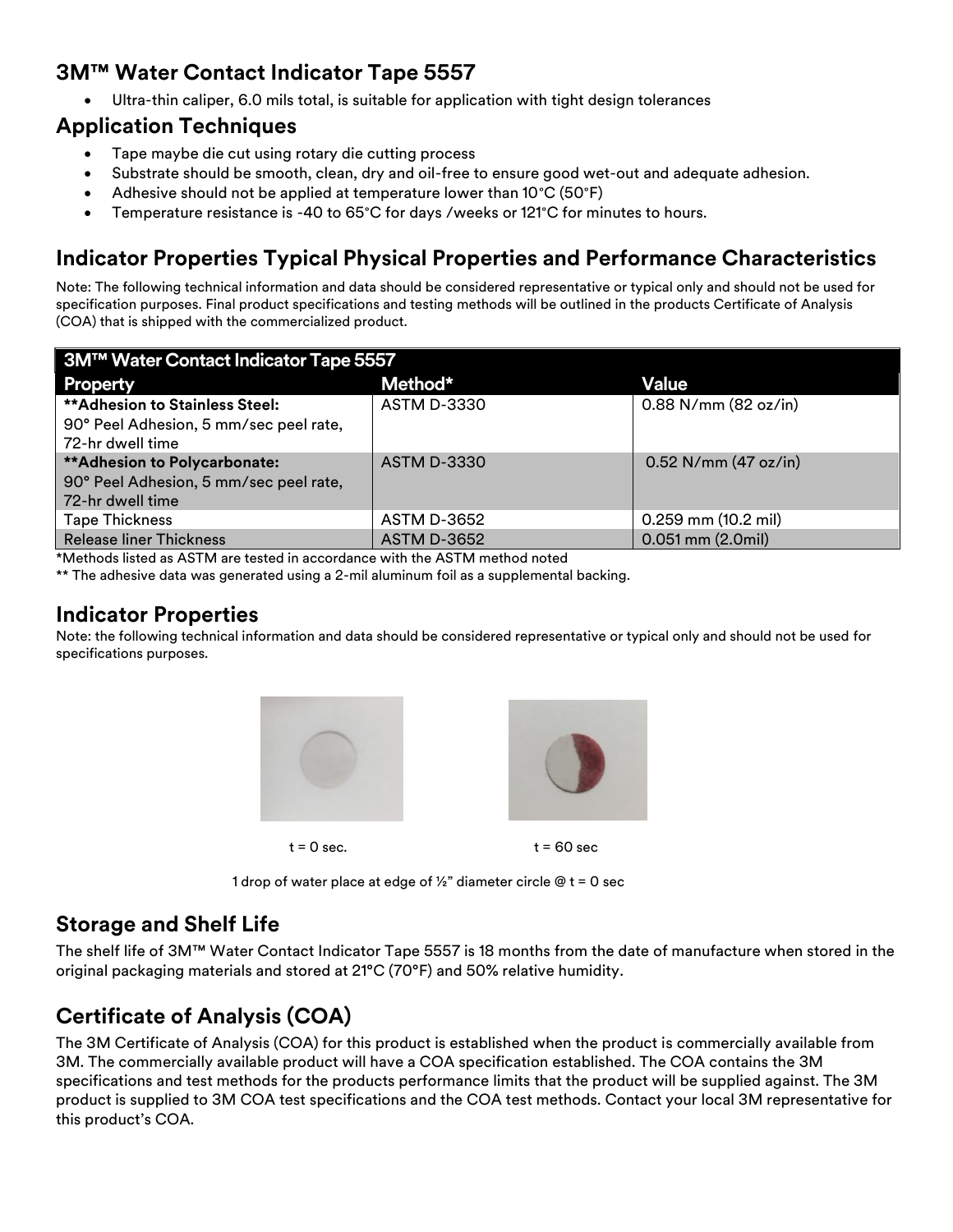## 3M™ Water Contact Indicator Tape 5557

- Ultra-thin caliper, 6.0 mils total, is suitable for application with tight design tolerances

## Application Techniques

- Tape maybe die cut using rotary die cutting process
- Substrate should be smooth, clean, dry and oil-free to ensure good wet-out and adequate adhesion.
- Adhesive should not be applied at temperature lower than 10°C (50°F)
- Temperature resistance is -40 to 65°C for days /weeks or 121°C for minutes to hours.

## Indicator Properties Typical Physical Properties and Performance Characteristics

Note: The following technical information and data should be considered representative or typical only and should not be used for specification purposes. Final product specifications and testing methods will be outlined in the products Certificate of Analysis (COA) that is shipped with the commercialized product.

| 3M™ Water Contact Indicator Tape 5557 | | |
|---|---|---|
| **Property** | **Method*** | **Value** |
| **\*\*Adhesion to Stainless Steel:** 90° Peel Adhesion, 5 mm/sec peel rate, 72-hr dwell time | ASTM D-3330 | 0.88 N/mm (82 oz/in) |
| **\*\*Adhesion to Polycarbonate:** 90° Peel Adhesion, 5 mm/sec peel rate, 72-hr dwell time | ASTM D-3330 | 0.52 N/mm (47 oz/in) |
| Tape Thickness | ASTM D-3652 | 0.259 mm (10.2 mil) |
| Release liner Thickness | ASTM D-3652 | 0.051 mm (2.0mil) |

*Methods listed as ASTM are tested in accordance with the ASTM method noted

** The adhesive data was generated using a 2-mil aluminum foil as a supplemental backing.

## Indicator Properties

Note: the following technical information and data should be considered representative or typical only and should not be used for specifications purposes.

t = 0 sec. t = 60 sec

1 drop of water place at edge of ½" diameter circle @ t = 0 sec

## Storage and Shelf Life

The shelf life of 3M™ Water Contact Indicator Tape 5557 is 18 months from the date of manufacture when stored in the original packaging materials and stored at 21°C (70°F) and 50% relative humidity.

## Certificate of Analysis (COA)

The 3M Certificate of Analysis (COA) for this product is established when the product is commercially available from 3M. The commercially available product will have a COA specification established. The COA contains the 3M specifications and test methods for the products performance limits that the product will be supplied against. The 3M product is supplied to 3M COA test specifications and the COA test methods. Contact your local 3M representative for this product's COA.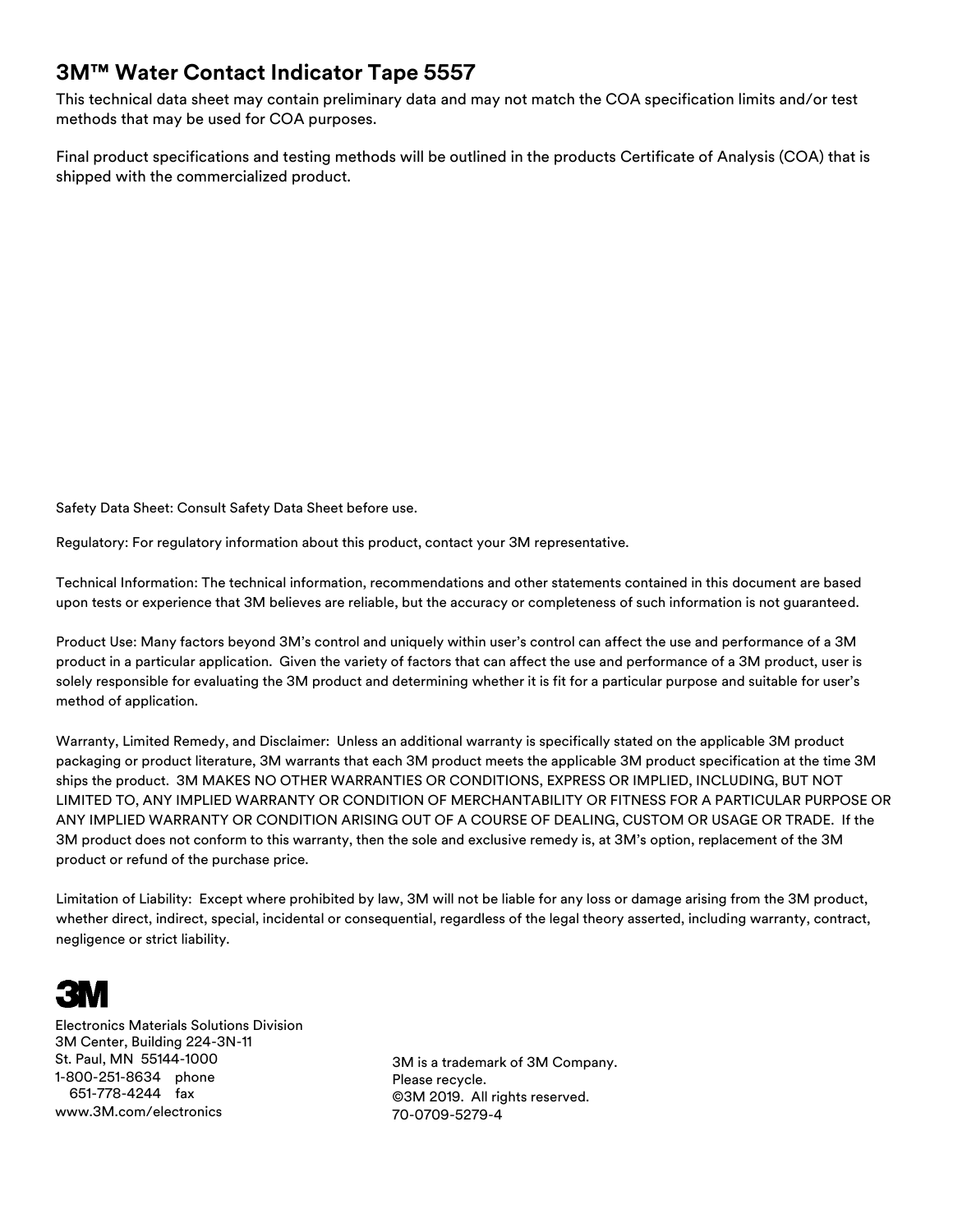## 3M™ Water Contact Indicator Tape 5557

This technical data sheet may contain preliminary data and may not match the COA specification limits and/or test methods that may be used for COA purposes.

Final product specifications and testing methods will be outlined in the products Certificate of Analysis (COA) that is shipped with the commercialized product.

Safety Data Sheet: Consult Safety Data Sheet before use.

Regulatory: For regulatory information about this product, contact your 3M representative.

Technical Information: The technical information, recommendations and other statements contained in this document are based upon tests or experience that 3M believes are reliable, but the accuracy or completeness of such information is not guaranteed.

Product Use: Many factors beyond 3M's control and uniquely within user's control can affect the use and performance of a 3M product in a particular application. Given the variety of factors that can affect the use and performance of a 3M product, user is solely responsible for evaluating the 3M product and determining whether it is fit for a particular purpose and suitable for user's method of application.

Warranty, Limited Remedy, and Disclaimer: Unless an additional warranty is specifically stated on the applicable 3M product packaging or product literature, 3M warrants that each 3M product meets the applicable 3M product specification at the time 3M ships the product. 3M MAKES NO OTHER WARRANTIES OR CONDITIONS, EXPRESS OR IMPLIED, INCLUDING, BUT NOT LIMITED TO, ANY IMPLIED WARRANTY OR CONDITION OF MERCHANTABILITY OR FITNESS FOR A PARTICULAR PURPOSE OR ANY IMPLIED WARRANTY OR CONDITION ARISING OUT OF A COURSE OF DEALING, CUSTOM OR USAGE OR TRADE. If the 3M product does not conform to this warranty, then the sole and exclusive remedy is, at 3M's option, replacement of the 3M product or refund of the purchase price.

Limitation of Liability: Except where prohibited by law, 3M will not be liable for any loss or damage arising from the 3M product, whether direct, indirect, special, incidental or consequential, regardless of the legal theory asserted, including warranty, contract, negligence or strict liability.

3M

Electronics Materials Solutions Division
3M Center, Building 224-3N-11
St. Paul, MN 55144-1000
1-800-251-8634 phone
651-778-4244 fax
www.3M.com/electronics

3M is a trademark of 3M Company.
Please recycle.
©3M 2019. All rights reserved.
70-0709-5279-4